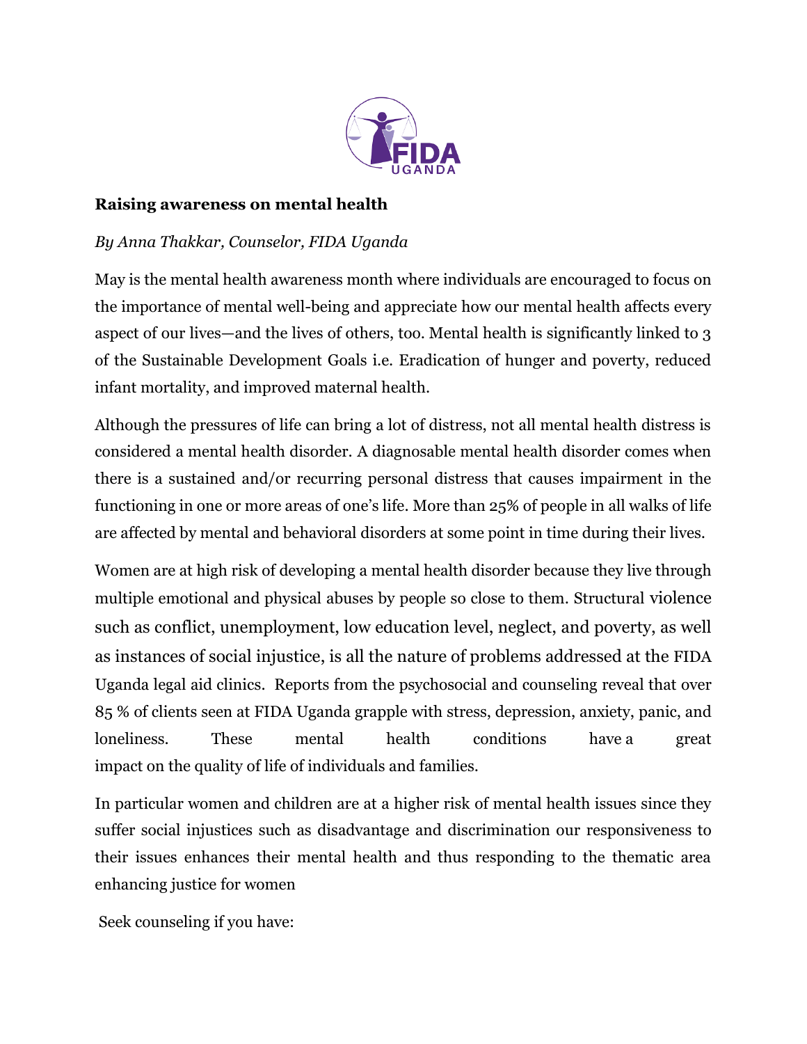**Raising awareness on mental health**

*By Anna Thakkar, Counselor, FIDA Uganda*

May is the mental health awareness month where individuals are encouraged to focus on the importance of mental well-being and appreciate how our mental health affects every aspect of our lives—and the lives of others, too. Mental health is significantly linked to 3 of the Sustainable Development Goals i.e. Eradication of hunger and poverty, reduced infant mortality, and improved maternal health.

Although the pressures of life can bring a lot of distress, not all mental health distress is considered a mental health disorder. A diagnosable mental health disorder comes when there is a sustained and/or recurring personal distress that causes impairment in the functioning in one or more areas of one's life. More than 25% of people in all walks of life are affected by mental and behavioral disorders at some point in time during their lives.

Women are at high risk of developing a mental health disorder because they live through multiple emotional and physical abuses by people so close to them. Structural violence such as conflict, unemployment, low education level, neglect, and poverty, as well as instances of social injustice, is all the nature of problems addressed at the FIDA Uganda legal aid clinics. Reports from the psychosocial and counseling reveal that over 85 % of clients seen at FIDA Uganda grapple with stress, depression, anxiety, panic, and loneliness. These mental health conditions have a great impact on the quality of life of individuals and families.

In particular women and children are at a higher risk of mental health issues since they suffer social injustices such as disadvantage and discrimination our responsiveness to their issues enhances their mental health and thus responding to the thematic area enhancing justice for women

Seek counseling if you have: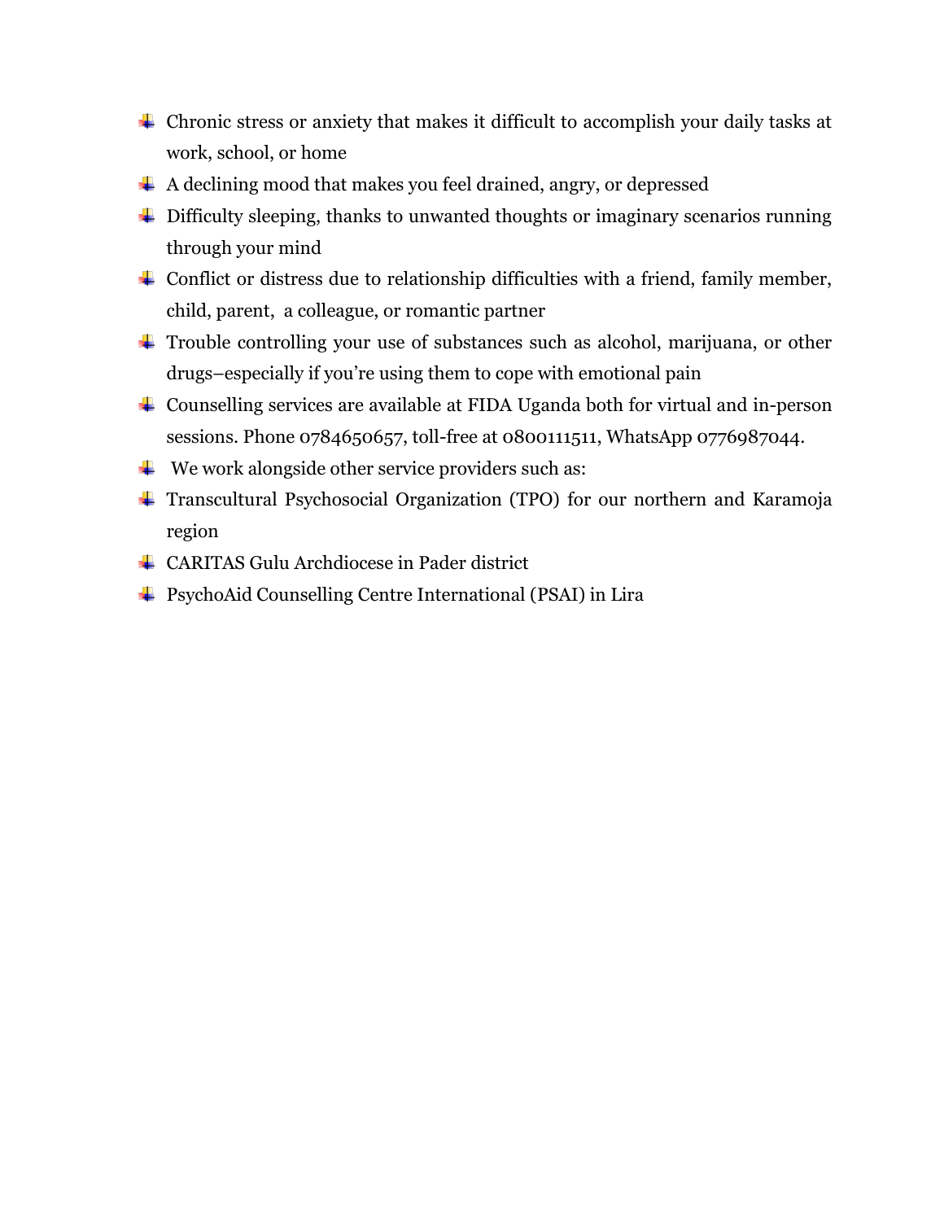- Chronic stress or anxiety that makes it difficult to accomplish your daily tasks at work, school, or home
- A declining mood that makes you feel drained, angry, or depressed
- Difficulty sleeping, thanks to unwanted thoughts or imaginary scenarios running through your mind
- Conflict or distress due to relationship difficulties with a friend, family member, child, parent, a colleague, or romantic partner
- Trouble controlling your use of substances such as alcohol, marijuana, or other drugs–especially if you're using them to cope with emotional pain
- Counselling services are available at FIDA Uganda both for virtual and in-person sessions. Phone 0784650657, toll-free at 0800111511, WhatsApp 0776987044.
- We work alongside other service providers such as:
- Transcultural Psychosocial Organization (TPO) for our northern and Karamoja region
- CARITAS Gulu Archdiocese in Pader district
- PsychoAid Counselling Centre International (PSAI) in Lira